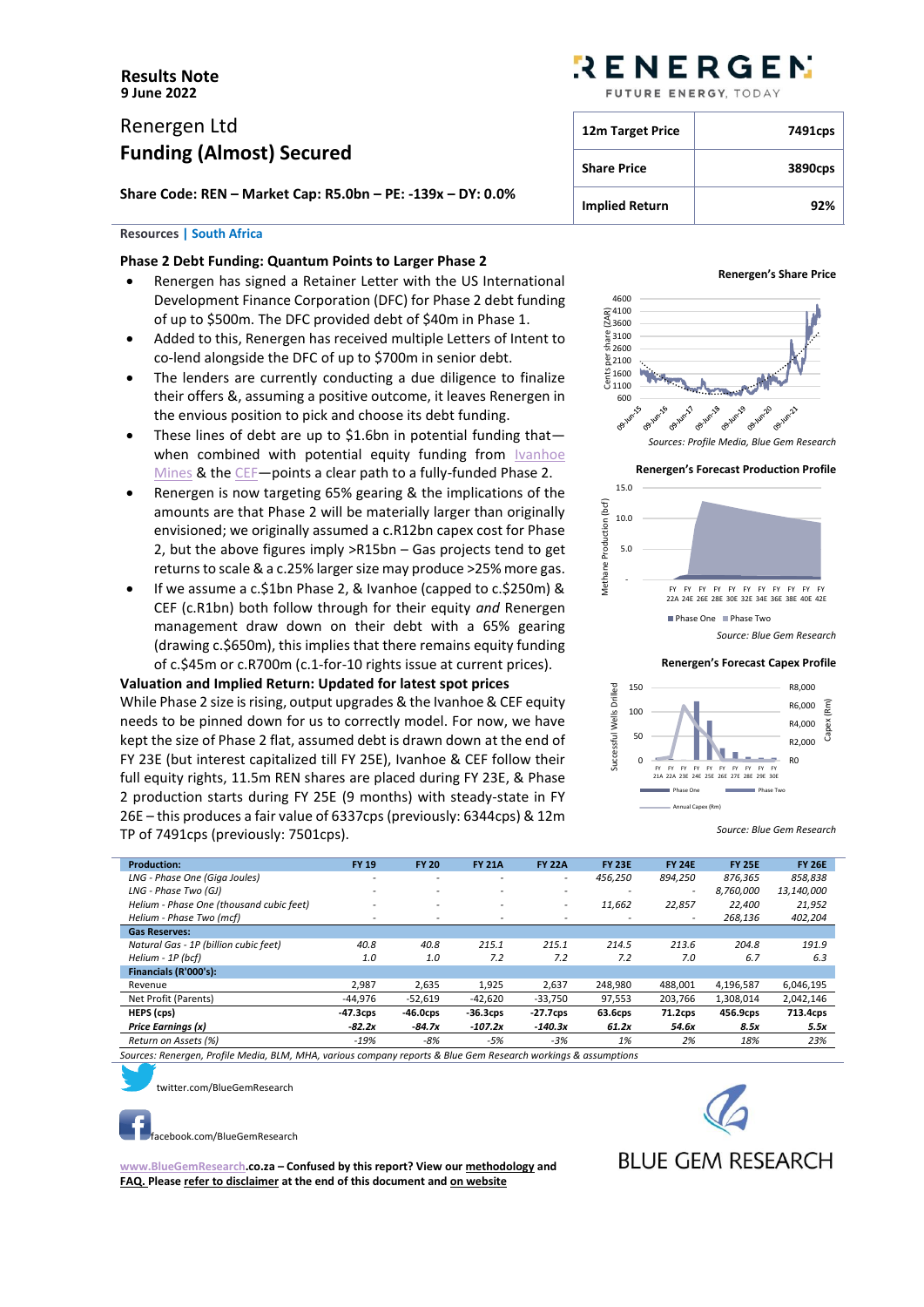**Results Note**
**9 June 2022**

# Renergen Ltd
## Funding (Almost) Secured

**Share Code: REN – Market Cap: R5.0bn – PE: -139x – DY: 0.0%**

| 12m Target Price | 7491cps |
|---|---|
| Share Price | 3890cps |
| Implied Return | 92% |

Resources | South Africa

### Phase 2 Debt Funding: Quantum Points to Larger Phase 2

- Renergen has signed a Retainer Letter with the US International Development Finance Corporation (DFC) for Phase 2 debt funding of up to $500m. The DFC provided debt of $40m in Phase 1.
- Added to this, Renergen has received multiple Letters of Intent to co-lend alongside the DFC of up to $700m in senior debt.
- The lenders are currently conducting a due diligence to finalize their offers &, assuming a positive outcome, it leaves Renergen in the envious position to pick and choose its debt funding.
- These lines of debt are up to $1.6bn in potential funding that—when combined with potential equity funding from Ivanhoe Mines & the CEF—points a clear path to a fully-funded Phase 2.
- Renergen is now targeting 65% gearing & the implications of the amounts are that Phase 2 will be materially larger than originally envisioned; we originally assumed a c.R12bn capex cost for Phase 2, but the above figures imply >R15bn – Gas projects tend to get returns to scale & a c.25% larger size may produce >25% more gas.
- If we assume a c.$1bn Phase 2, & Ivanhoe (capped to c.$250m) & CEF (c.R1bn) both follow through for their equity *and* Renergen management draw down on their debt with a 65% gearing (drawing c.$650m), this implies that there remains equity funding of c.$45m or c.R700m (c.1-for-10 rights issue at current prices).

### Valuation and Implied Return: Updated for latest spot prices

While Phase 2 size is rising, output upgrades & the Ivanhoe & CEF equity needs to be pinned down for us to correctly model. For now, we have kept the size of Phase 2 flat, assumed debt is drawn down at the end of FY 23E (but interest capitalized till FY 25E), Ivanhoe & CEF follow their full equity rights, 11.5m REN shares are placed during FY 23E, & Phase 2 production starts during FY 25E (9 months) with steady-state in FY 26E – this produces a fair value of 6337cps (previously: 6344cps) & 12m TP of 7491cps (previously: 7501cps).

**Renergen's Share Price**

Sources: Profile Media, Blue Gem Research

**Renergen's Forecast Production Profile**

Source: Blue Gem Research

**Renergen's Forecast Capex Profile**

Source: Blue Gem Research

| Production: | FY 19 | FY 20 | FY 21A | FY 22A | FY 23E | FY 24E | FY 25E | FY 26E |
|---|---|---|---|---|---|---|---|---|
| *LNG - Phase One (Giga Joules)* | - | - | - | - | 456,250 | 894,250 | 876,365 | 858,838 |
| *LNG - Phase Two (GJ)* | - | - | - | - | - | - | 8,760,000 | 13,140,000 |
| *Helium - Phase One (thousand cubic feet)* | - | - | - | - | 11,662 | 22,857 | 22,400 | 21,952 |
| *Helium - Phase Two (mcf)* | - | - | - | - | - | - | 268,136 | 402,204 |
| **Gas Reserves:** | | | | | | | | |
| *Natural Gas - 1P (billion cubic feet)* | 40.8 | 40.8 | 215.1 | 215.1 | 214.5 | 213.6 | 204.8 | 191.9 |
| *Helium - 1P (bcf)* | 1.0 | 1.0 | 7.2 | 7.2 | 7.2 | 7.0 | 6.7 | 6.3 |
| **Financials (R'000's):** | | | | | | | | |
| Revenue | 2,987 | 2,635 | 1,925 | 2,637 | 248,980 | 488,001 | 4,196,587 | 6,046,195 |
| Net Profit (Parents) | -44,976 | -52,619 | -42,620 | -33,750 | 97,553 | 203,766 | 1,308,014 | 2,042,146 |
| **HEPS (cps)** | **-47.3cps** | **-46.0cps** | **-36.3cps** | **-27.7cps** | **63.6cps** | **71.2cps** | **456.9cps** | **713.4cps** |
| ***Price Earnings (x)*** | ***-82.2x*** | ***-84.7x*** | ***-107.2x*** | ***-140.3x*** | ***61.2x*** | ***54.6x*** | ***8.5x*** | ***5.5x*** |
| *Return on Assets (%)* | *-19%* | *-8%* | *-5%* | *-3%* | *1%* | *2%* | *18%* | *23%* |

*Sources: Renergen, Profile Media, BLM, MHA, various company reports & Blue Gem Research workings & assumptions*

twitter.com/BlueGemResearch

facebook.com/BlueGemResearch

**www.BlueGemResearch.co.za – Confused by this report? View our methodology and FAQ. Please refer to disclaimer at the end of this document and on website**

BLUE GEM RESEARCH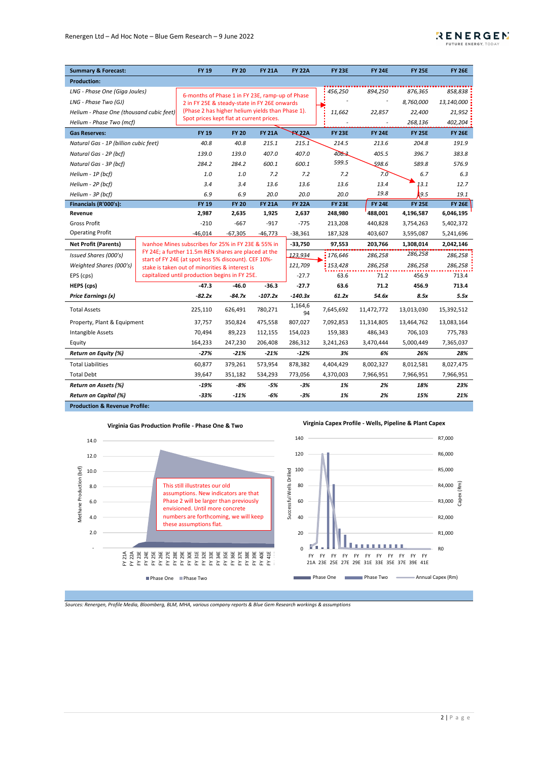| Summary & Forecast: | FY 19 | FY 20 | FY 21A | FY 22A | FY 23E | FY 24E | FY 25E | FY 26E |
|---|---|---|---|---|---|---|---|---|
| **Production:** | | | | | | | | |
| *LNG - Phase One (Giga Joules)* | | | | | *456,250* | *894,250* | *876,365* | *858,838* |
| *LNG - Phase Two (GJ)* | | | | | - | - | *8,760,000* | *13,140,000* |
| *Helium - Phase One (thousand cubic feet)* | | | | | *11,662* | *22,857* | *22,400* | *21,952* |
| *Helium - Phase Two (mcf)* | | | | | - | - | *268,136* | *402,204* |
| **Gas Reserves:** | **FY 19** | **FY 20** | **FY 21A** | **FY 22A** | **FY 23E** | **FY 24E** | **FY 25E** | **FY 26E** |
| *Natural Gas - 1P (billion cubic feet)* | *40.8* | *40.8* | *215.1* | *215.1* | *214.5* | *213.6* | *204.8* | *191.9* |
| *Natural Gas - 2P (bcf)* | *139.0* | *139.0* | *407.0* | *407.0* | *406.3* | *405.5* | *396.7* | *383.8* |
| *Natural Gas - 3P (bcf)* | *284.2* | *284.2* | *600.1* | *600.1* | *599.5* | *598.6* | *589.8* | *576.9* |
| *Helium - 1P (bcf)* | *1.0* | *1.0* | *7.2* | *7.2* | *7.2* | *7.0* | *6.7* | *6.3* |
| *Helium - 2P (bcf)* | *3.4* | *3.4* | *13.6* | *13.6* | *13.6* | *13.4* | *13.1* | *12.7* |
| *Helium - 3P (bcf)* | *6.9* | *6.9* | *20.0* | *20.0* | *20.0* | *19.8* | *19.5* | *19.1* |
| **Financials (R'000's):** | **FY 19** | **FY 20** | **FY 21A** | **FY 22A** | **FY 23E** | **FY 24E** | **FY 25E** | **FY 26E** |
| **Revenue** | **2,987** | **2,635** | **1,925** | **2,637** | **248,980** | **488,001** | **4,196,587** | **6,046,195** |
| Gross Profit | -210 | -667 | -917 | -775 | 213,208 | 440,828 | 3,754,263 | 5,402,372 |
| Operating Profit | -46,014 | -67,305 | -46,773 | -38,361 | 187,328 | 403,607 | 3,595,087 | 5,241,696 |
| **Net Profit (Parents)** | | | | **-33,750** | **97,553** | **203,766** | **1,308,014** | **2,042,146** |
| *Issued Shares (000's)* | | | | *123,934* | *176,646* | *286,258* | *286,258* | *286,258* |
| *Weighted Shares (000's)* | | | | *121,709* | *153,428* | *286,258* | *286,258* | *286,258* |
| EPS (cps) | | | | -27.7 | 63.6 | 71.2 | 456.9 | 713.4 |
| **HEPS (cps)** | **-47.3** | **-46.0** | **-36.3** | **-27.7** | **63.6** | **71.2** | **456.9** | **713.4** |
| ***Price Earnings (x)*** | ***-82.2x*** | ***-84.7x*** | ***-107.2x*** | ***-140.3x*** | ***61.2x*** | ***54.6x*** | ***8.5x*** | ***5.5x*** |
| Total Assets | 225,110 | 626,491 | 780,271 | 1,164,694 | 7,645,692 | 11,472,772 | 13,013,030 | 15,392,512 |
| Property, Plant & Equipment | 37,757 | 350,824 | 475,558 | 807,027 | 7,092,853 | 11,314,805 | 13,464,762 | 13,083,164 |
| Intangible Assets | 70,494 | 89,223 | 112,155 | 154,023 | 159,383 | 486,343 | 706,103 | 775,783 |
| Equity | 164,233 | 247,230 | 206,408 | 286,312 | 3,241,263 | 3,470,444 | 5,000,449 | 7,365,037 |
| ***Return on Equity (%)*** | ***-27%*** | ***-21%*** | ***-21%*** | ***-12%*** | ***3%*** | ***6%*** | ***26%*** | ***28%*** |
| Total Liabilities | 60,877 | 379,261 | 573,954 | 878,382 | 4,404,429 | 8,002,327 | 8,012,581 | 8,027,475 |
| Total Debt | 39,647 | 351,182 | 534,293 | 773,056 | 4,370,003 | 7,966,951 | 7,966,951 | 7,966,951 |
| ***Return on Assets (%)*** | ***-19%*** | ***-8%*** | ***-5%*** | ***-3%*** | ***1%*** | ***2%*** | ***18%*** | ***23%*** |
| ***Return on Capital (%)*** | ***-33%*** | ***-11%*** | ***-6%*** | ***-3%*** | ***1%*** | ***2%*** | ***15%*** | ***21%*** |

6-months of Phase 1 in FY 23E, ramp-up of Phase 2 in FY 25E & steady-state in FY 26E onwards (Phase 2 has higher helium yields than Phase 1). Spot prices kept flat at current prices.

Ivanhoe Mines subscribes for 25% in FY 23E & 55% in FY 24E; a further 11.5m REN shares are placed at the start of FY 24E (at spot less 5% discount). CEF 10%-stake is taken out of minorities & interest is capitalized until production begins in FY 25E.

**Production & Revenue Profile:**

**Virginia Gas Production Profile - Phase One & Two**

This still illustrates our old assumptions. New indicators are that Phase 2 will be larger than previously envisioned. Until more concrete numbers are forthcoming, we will keep these assumptions flat.

**Virginia Capex Profile - Wells, Pipeline & Plant Capex**

*Sources: Renergen, Profile Media, Bloomberg, BLM, MHA, various company reports & Blue Gem Research workings & assumptions*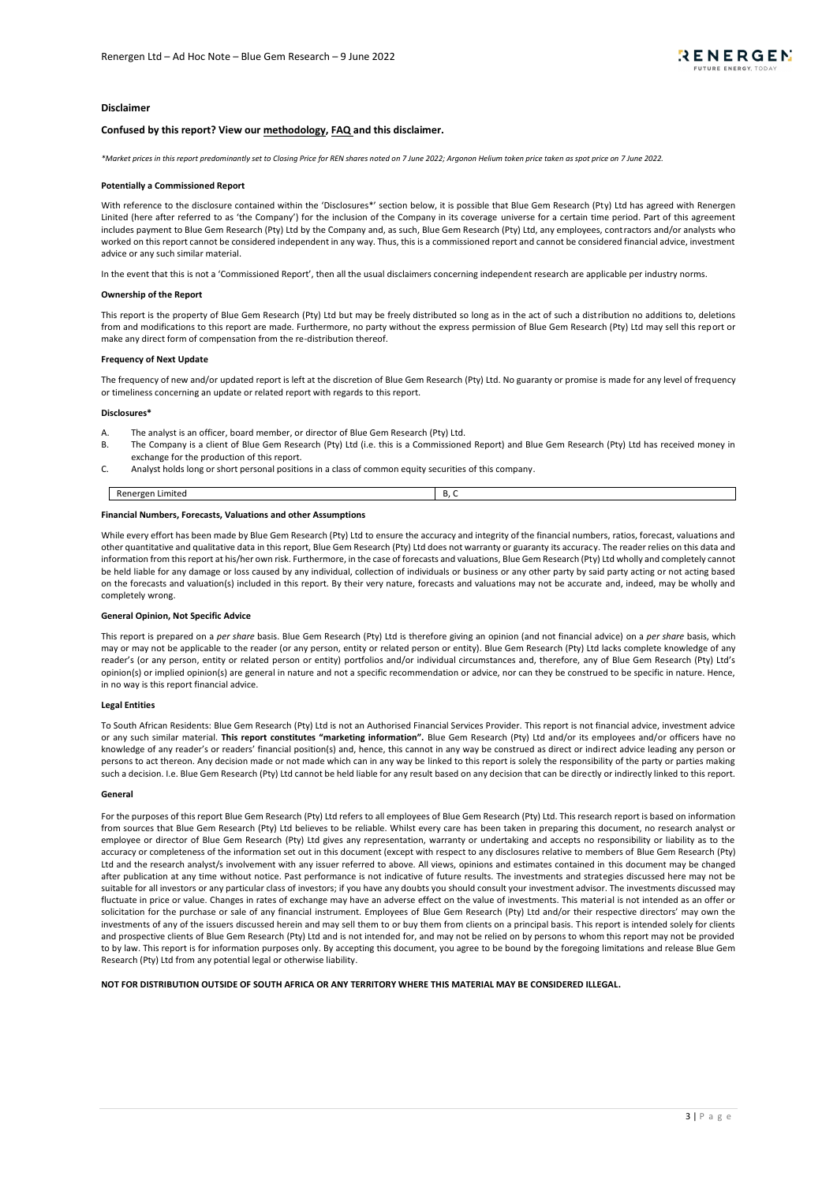## Disclaimer

### Confused by this report? View our methodology, FAQ and this disclaimer.

*\*Market prices in this report predominantly set to Closing Price for REN shares noted on 7 June 2022; Argonon Helium token price taken as spot price on 7 June 2022.*

#### Potentially a Commissioned Report

With reference to the disclosure contained within the 'Disclosures*' section below, it is possible that Blue Gem Research (Pty) Ltd has agreed with Renergen Limited (here after referred to as 'the Company') for the inclusion of the Company in its coverage universe for a certain time period. Part of this agreement includes payment to Blue Gem Research (Pty) Ltd by the Company and, as such, Blue Gem Research (Pty) Ltd, any employees, contractors and/or analysts who worked on this report cannot be considered independent in any way. Thus, this is a commissioned report and cannot be considered financial advice, investment advice or any such similar material.

In the event that this is not a 'Commissioned Report', then all the usual disclaimers concerning independent research are applicable per industry norms.

#### Ownership of the Report

This report is the property of Blue Gem Research (Pty) Ltd but may be freely distributed so long as in the act of such a distribution no additions to, deletions from and modifications to this report are made. Furthermore, no party without the express permission of Blue Gem Research (Pty) Ltd may sell this report or make any direct form of compensation from the re-distribution thereof.

#### Frequency of Next Update

The frequency of new and/or updated report is left at the discretion of Blue Gem Research (Pty) Ltd. No guaranty or promise is made for any level of frequency or timeliness concerning an update or related report with regards to this report.

#### Disclosures*

A. The analyst is an officer, board member, or director of Blue Gem Research (Pty) Ltd.
B. The Company is a client of Blue Gem Research (Pty) Ltd (i.e. this is a Commissioned Report) and Blue Gem Research (Pty) Ltd has received money in exchange for the production of this report.
C. Analyst holds long or short personal positions in a class of common equity securities of this company.

| | |
|---|---|
| Renergen Limited | B, C |

#### Financial Numbers, Forecasts, Valuations and other Assumptions

While every effort has been made by Blue Gem Research (Pty) Ltd to ensure the accuracy and integrity of the financial numbers, ratios, forecast, valuations and other quantitative and qualitative data in this report, Blue Gem Research (Pty) Ltd does not warranty or guaranty its accuracy. The reader relies on this data and information from this report at his/her own risk. Furthermore, in the case of forecasts and valuations, Blue Gem Research (Pty) Ltd wholly and completely cannot be held liable for any damage or loss caused by any individual, collection of individuals or business or any other party by said party acting or not acting based on the forecasts and valuation(s) included in this report. By their very nature, forecasts and valuations may not be accurate and, indeed, may be wholly and completely wrong.

#### General Opinion, Not Specific Advice

This report is prepared on a *per share* basis. Blue Gem Research (Pty) Ltd is therefore giving an opinion (and not financial advice) on a *per share* basis, which may or may not be applicable to the reader (or any person, entity or related person or entity). Blue Gem Research (Pty) Ltd lacks complete knowledge of any reader's (or any person, entity or related person or entity) portfolios and/or individual circumstances and, therefore, any of Blue Gem Research (Pty) Ltd's opinion(s) or implied opinion(s) are general in nature and not a specific recommendation or advice, nor can they be construed to be specific in nature. Hence, in no way is this report financial advice.

#### Legal Entities

To South African Residents: Blue Gem Research (Pty) Ltd is not an Authorised Financial Services Provider. This report is not financial advice, investment advice or any such similar material. **This report constitutes "marketing information".** Blue Gem Research (Pty) Ltd and/or its employees and/or officers have no knowledge of any reader's or readers' financial position(s) and, hence, this cannot in any way be construed as direct or indirect advice leading any person or persons to act thereon. Any decision made or not made which can in any way be linked to this report is solely the responsibility of the party or parties making such a decision. I.e. Blue Gem Research (Pty) Ltd cannot be held liable for any result based on any decision that can be directly or indirectly linked to this report.

#### General

For the purposes of this report Blue Gem Research (Pty) Ltd refers to all employees of Blue Gem Research (Pty) Ltd. This research report is based on information from sources that Blue Gem Research (Pty) Ltd believes to be reliable. Whilst every care has been taken in preparing this document, no research analyst or employee or director of Blue Gem Research (Pty) Ltd gives any representation, warranty or undertaking and accepts no responsibility or liability as to the accuracy or completeness of the information set out in this document (except with respect to any disclosures relative to members of Blue Gem Research (Pty) Ltd and the research analyst/s involvement with any issuer referred to above. All views, opinions and estimates contained in this document may be changed after publication at any time without notice. Past performance is not indicative of future results. The investments and strategies discussed here may not be suitable for all investors or any particular class of investors; if you have any doubts you should consult your investment advisor. The investments discussed may fluctuate in price or value. Changes in rates of exchange may have an adverse effect on the value of investments. This material is not intended as an offer or solicitation for the purchase or sale of any financial instrument. Employees of Blue Gem Research (Pty) Ltd and/or their respective directors' may own the investments of any of the issuers discussed herein and may sell them to or buy them from clients on a principal basis. This report is intended solely for clients and prospective clients of Blue Gem Research (Pty) Ltd and is not intended for, and may not be relied on by persons to whom this report may not be provided to by law. This report is for information purposes only. By accepting this document, you agree to be bound by the foregoing limitations and release Blue Gem Research (Pty) Ltd from any potential legal or otherwise liability.

**NOT FOR DISTRIBUTION OUTSIDE OF SOUTH AFRICA OR ANY TERRITORY WHERE THIS MATERIAL MAY BE CONSIDERED ILLEGAL.**